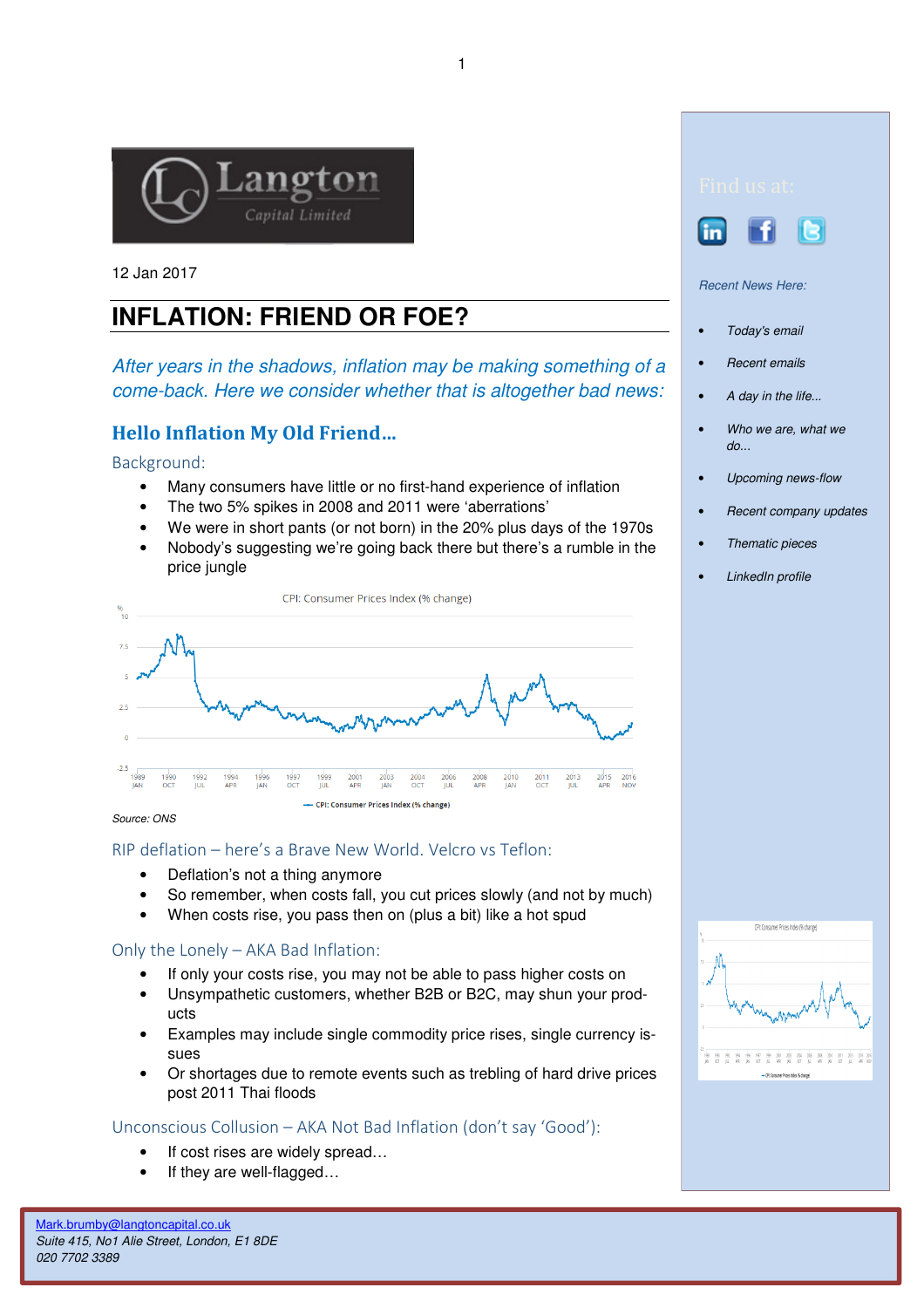12 Jan 2017

# INFLATION: FRIEND OR FOE?

*After years in the shadows, inflation may be making something of a come-back. Here we consider whether that is altogether bad news:*

## Hello Inflation My Old Friend…

### Background:

- Many consumers have little or no first-hand experience of inflation
- The two 5% spikes in 2008 and 2011 were 'aberrations'
- We were in short pants (or not born) in the 20% plus days of the 1970s
- Nobody's suggesting we're going back there but there's a rumble in the price jungle

Source: ONS

### RIP deflation – here's a Brave New World. Velcro vs Teflon:

- Deflation's not a thing anymore
- So remember, when costs fall, you cut prices slowly (and not by much)
- When costs rise, you pass then on (plus a bit) like a hot spud

### Only the Lonely – AKA Bad Inflation:

- If only your costs rise, you may not be able to pass higher costs on
- Unsympathetic customers, whether B2B or B2C, may shun your products
- Examples may include single commodity price rises, single currency issues
- Or shortages due to remote events such as trebling of hard drive prices post 2011 Thai floods

### Unconscious Collusion – AKA Not Bad Inflation (don't say 'Good'):

- If cost rises are widely spread…
- If they are well-flagged…

Find us at:

*Recent News Here:*

- *Today's email*
- *Recent emails*
- *A day in the life...*
- *Who we are, what we do...*
- *Upcoming news-flow*
- *Recent company updates*
- *Thematic pieces*
- *LinkedIn profile*

*Mark.brumby@langtoncapital.co.uk*
*Suite 415, No1 Alie Street, London, E1 8DE*
*020 7702 3389*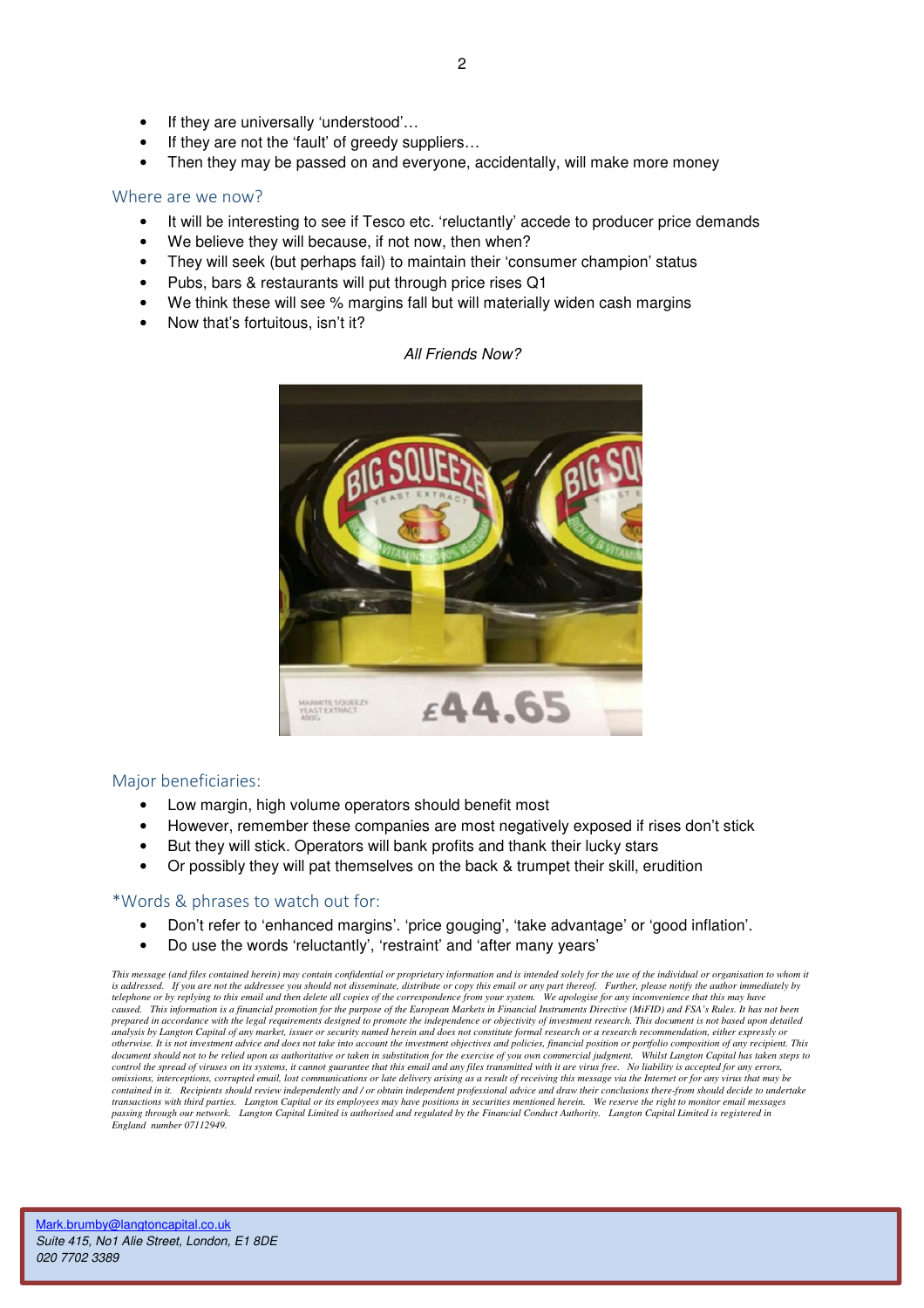- If they are universally 'understood'…
- If they are not the 'fault' of greedy suppliers…
- Then they may be passed on and everyone, accidentally, will make more money

## Where are we now?

- It will be interesting to see if Tesco etc. 'reluctantly' accede to producer price demands
- We believe they will because, if not now, then when?
- They will seek (but perhaps fail) to maintain their 'consumer champion' status
- Pubs, bars & restaurants will put through price rises Q1
- We think these will see % margins fall but will materially widen cash margins
- Now that's fortuitous, isn't it?

*All Friends Now?*

## Major beneficiaries:

- Low margin, high volume operators should benefit most
- However, remember these companies are most negatively exposed if rises don't stick
- But they will stick. Operators will bank profits and thank their lucky stars
- Or possibly they will pat themselves on the back & trumpet their skill, erudition

## *Words & phrases to watch out for:

- Don't refer to 'enhanced margins'. 'price gouging', 'take advantage' or 'good inflation'.
- Do use the words 'reluctantly', 'restraint' and 'after many years'

*This message (and files contained herein) may contain confidential or proprietary information and is intended solely for the use of the individual or organisation to whom it is addressed. If you are not the addressee you should not disseminate, distribute or copy this email or any part thereof. Further, please notify the author immediately by telephone or by replying to this email and then delete all copies of the correspondence from your system. We apologise for any inconvenience that this may have caused. This information is a financial promotion for the purpose of the European Markets in Financial Instruments Directive (MiFID) and FSA's Rules. It has not been prepared in accordance with the legal requirements designed to promote the independence or objectivity of investment research. This document is not based upon detailed analysis by Langton Capital of any market, issuer or security named herein and does not constitute formal research or a research recommendation, either expressly or otherwise. It is not investment advice and does not take into account the investment objectives and policies, financial position or portfolio composition of any recipient. This document should not to be relied upon as authoritative or taken in substitution for the exercise of you own commercial judgment. Whilst Langton Capital has taken steps to control the spread of viruses on its systems, it cannot guarantee that this email and any files transmitted with it are virus free. No liability is accepted for any errors, omissions, interceptions, corrupted email, lost communications or late delivery arising as a result of receiving this message via the Internet or for any virus that may be contained in it. Recipients should review independently and / or obtain independent professional advice and draw their conclusions there-from should decide to undertake transactions with third parties. Langton Capital or its employees may have positions in securities mentioned herein. We reserve the right to monitor email messages passing through our network. Langton Capital Limited is authorised and regulated by the Financial Conduct Authority. Langton Capital Limited is registered in England number 07112949.*

Mark.brumby@langtoncapital.co.uk
*Suite 415, No1 Alie Street, London, E1 8DE*
*020 7702 3389*